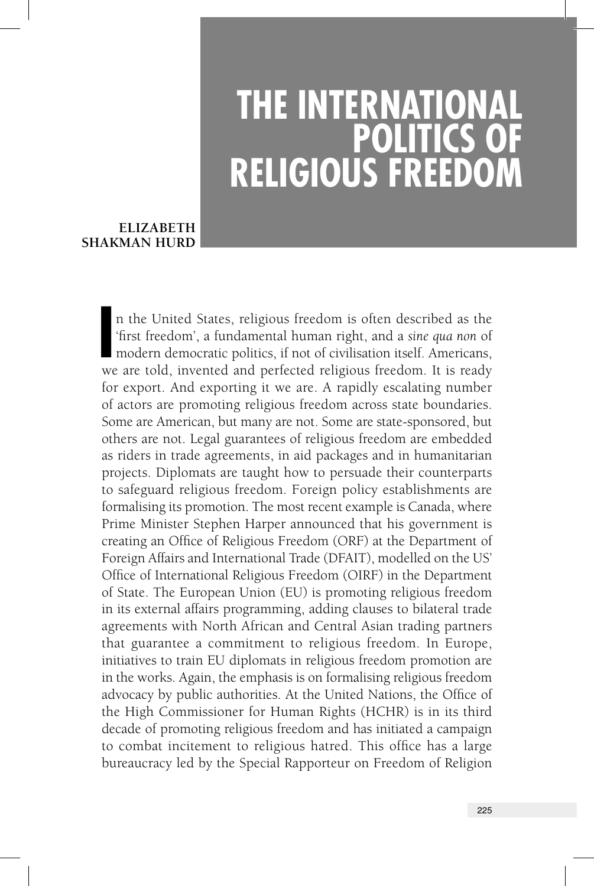# THE INTERNATIONAL POLITICS OF RELIGIOUS FREEDOM

**ELIZABETH SHAKMAN HURD**

In the United States, religious freedom is often described as the 'first freedom', a fundamental human right, and a *sine qua non* of modern democratic politics, if not of civilisation itself. Americans, we are told, invented and perfected religious freedom. It is ready for export. And exporting it we are. A rapidly escalating number of actors are promoting religious freedom across state boundaries. Some are American, but many are not. Some are state-sponsored, but others are not. Legal guarantees of religious freedom are embedded as riders in trade agreements, in aid packages and in humanitarian projects. Diplomats are taught how to persuade their counterparts to safeguard religious freedom. Foreign policy establishments are formalising its promotion. The most recent example is Canada, where Prime Minister Stephen Harper announced that his government is creating an Office of Religious Freedom (ORF) at the Department of Foreign Affairs and International Trade (DFAIT), modelled on the US' Office of International Religious Freedom (OIRF) in the Department of State. The European Union (EU) is promoting religious freedom in its external affairs programming, adding clauses to bilateral trade agreements with North African and Central Asian trading partners that guarantee a commitment to religious freedom. In Europe, initiatives to train EU diplomats in religious freedom promotion are in the works. Again, the emphasis is on formalising religious freedom advocacy by public authorities. At the United Nations, the Office of the High Commissioner for Human Rights (HCHR) is in its third decade of promoting religious freedom and has initiated a campaign to combat incitement to religious hatred. This office has a large bureaucracy led by the Special Rapporteur on Freedom of Religion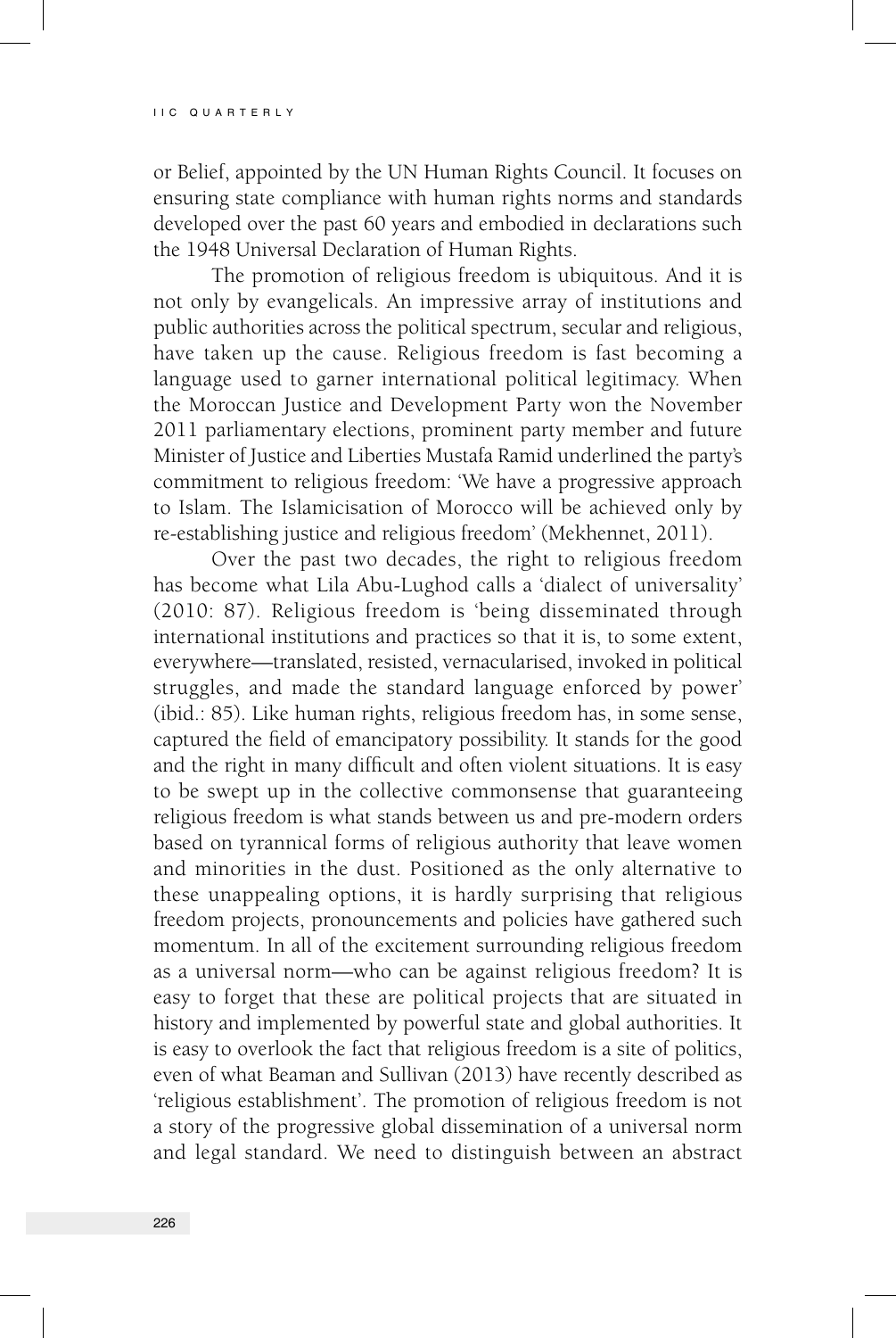or Belief, appointed by the UN Human Rights Council. It focuses on ensuring state compliance with human rights norms and standards developed over the past 60 years and embodied in declarations such the 1948 Universal Declaration of Human Rights.

The promotion of religious freedom is ubiquitous. And it is not only by evangelicals. An impressive array of institutions and public authorities across the political spectrum, secular and religious, have taken up the cause. Religious freedom is fast becoming a language used to garner international political legitimacy. When the Moroccan Justice and Development Party won the November 2011 parliamentary elections, prominent party member and future Minister of Justice and Liberties Mustafa Ramid underlined the party's commitment to religious freedom: 'We have a progressive approach to Islam. The Islamicisation of Morocco will be achieved only by re-establishing justice and religious freedom' (Mekhennet, 2011).

Over the past two decades, the right to religious freedom has become what Lila Abu-Lughod calls a 'dialect of universality' (2010: 87). Religious freedom is 'being disseminated through international institutions and practices so that it is, to some extent, everywhere—translated, resisted, vernacularised, invoked in political struggles, and made the standard language enforced by power' (ibid.: 85). Like human rights, religious freedom has, in some sense, captured the field of emancipatory possibility. It stands for the good and the right in many difficult and often violent situations. It is easy to be swept up in the collective commonsense that guaranteeing religious freedom is what stands between us and pre-modern orders based on tyrannical forms of religious authority that leave women and minorities in the dust. Positioned as the only alternative to these unappealing options, it is hardly surprising that religious freedom projects, pronouncements and policies have gathered such momentum. In all of the excitement surrounding religious freedom as a universal norm—who can be against religious freedom? It is easy to forget that these are political projects that are situated in history and implemented by powerful state and global authorities. It is easy to overlook the fact that religious freedom is a site of politics, even of what Beaman and Sullivan (2013) have recently described as 'religious establishment'. The promotion of religious freedom is not a story of the progressive global dissemination of a universal norm and legal standard. We need to distinguish between an abstract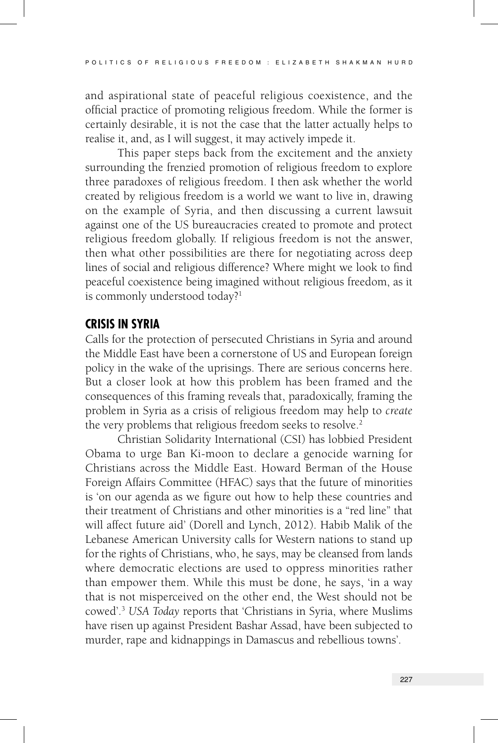and aspirational state of peaceful religious coexistence, and the official practice of promoting religious freedom. While the former is certainly desirable, it is not the case that the latter actually helps to realise it, and, as I will suggest, it may actively impede it.

This paper steps back from the excitement and the anxiety surrounding the frenzied promotion of religious freedom to explore three paradoxes of religious freedom. I then ask whether the world created by religious freedom is a world we want to live in, drawing on the example of Syria, and then discussing a current lawsuit against one of the US bureaucracies created to promote and protect religious freedom globally. If religious freedom is not the answer, then what other possibilities are there for negotiating across deep lines of social and religious difference? Where might we look to find peaceful coexistence being imagined without religious freedom, as it is commonly understood today?[1]

## CRISIS IN SYRIA

Calls for the protection of persecuted Christians in Syria and around the Middle East have been a cornerstone of US and European foreign policy in the wake of the uprisings. There are serious concerns here. But a closer look at how this problem has been framed and the consequences of this framing reveals that, paradoxically, framing the problem in Syria as a crisis of religious freedom may help to *create* the very problems that religious freedom seeks to resolve.[2]

Christian Solidarity International (CSI) has lobbied President Obama to urge Ban Ki-moon to declare a genocide warning for Christians across the Middle East. Howard Berman of the House Foreign Affairs Committee (HFAC) says that the future of minorities is 'on our agenda as we figure out how to help these countries and their treatment of Christians and other minorities is a "red line" that will affect future aid' (Dorell and Lynch, 2012). Habib Malik of the Lebanese American University calls for Western nations to stand up for the rights of Christians, who, he says, may be cleansed from lands where democratic elections are used to oppress minorities rather than empower them. While this must be done, he says, 'in a way that is not misperceived on the other end, the West should not be cowed'.[3] *USA Today* reports that 'Christians in Syria, where Muslims have risen up against President Bashar Assad, have been subjected to murder, rape and kidnappings in Damascus and rebellious towns'.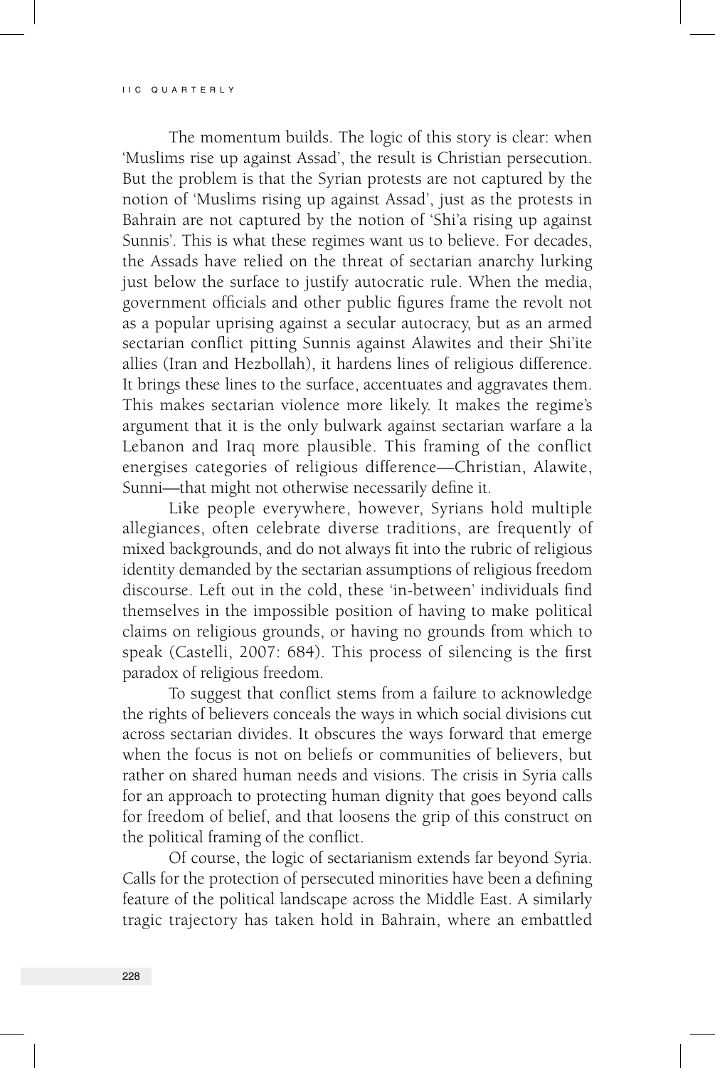The momentum builds. The logic of this story is clear: when 'Muslims rise up against Assad', the result is Christian persecution. But the problem is that the Syrian protests are not captured by the notion of 'Muslims rising up against Assad', just as the protests in Bahrain are not captured by the notion of 'Shi'a rising up against Sunnis'. This is what these regimes want us to believe. For decades, the Assads have relied on the threat of sectarian anarchy lurking just below the surface to justify autocratic rule. When the media, government officials and other public figures frame the revolt not as a popular uprising against a secular autocracy, but as an armed sectarian conflict pitting Sunnis against Alawites and their Shi'ite allies (Iran and Hezbollah), it hardens lines of religious difference. It brings these lines to the surface, accentuates and aggravates them. This makes sectarian violence more likely. It makes the regime's argument that it is the only bulwark against sectarian warfare a la Lebanon and Iraq more plausible. This framing of the conflict energises categories of religious difference—Christian, Alawite, Sunni—that might not otherwise necessarily define it.

Like people everywhere, however, Syrians hold multiple allegiances, often celebrate diverse traditions, are frequently of mixed backgrounds, and do not always fit into the rubric of religious identity demanded by the sectarian assumptions of religious freedom discourse. Left out in the cold, these 'in-between' individuals find themselves in the impossible position of having to make political claims on religious grounds, or having no grounds from which to speak (Castelli, 2007: 684). This process of silencing is the first paradox of religious freedom.

To suggest that conflict stems from a failure to acknowledge the rights of believers conceals the ways in which social divisions cut across sectarian divides. It obscures the ways forward that emerge when the focus is not on beliefs or communities of believers, but rather on shared human needs and visions. The crisis in Syria calls for an approach to protecting human dignity that goes beyond calls for freedom of belief, and that loosens the grip of this construct on the political framing of the conflict.

Of course, the logic of sectarianism extends far beyond Syria. Calls for the protection of persecuted minorities have been a defining feature of the political landscape across the Middle East. A similarly tragic trajectory has taken hold in Bahrain, where an embattled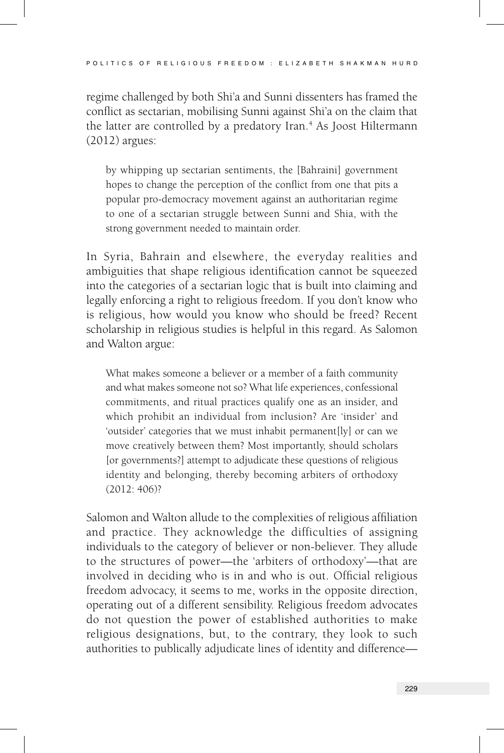regime challenged by both Shi'a and Sunni dissenters has framed the conflict as sectarian, mobilising Sunni against Shi'a on the claim that the latter are controlled by a predatory Iran.[4] As Joost Hiltermann (2012) argues:

> by whipping up sectarian sentiments, the [Bahraini] government hopes to change the perception of the conflict from one that pits a popular pro-democracy movement against an authoritarian regime to one of a sectarian struggle between Sunni and Shia, with the strong government needed to maintain order.

In Syria, Bahrain and elsewhere, the everyday realities and ambiguities that shape religious identification cannot be squeezed into the categories of a sectarian logic that is built into claiming and legally enforcing a right to religious freedom. If you don't know who is religious, how would you know who should be freed? Recent scholarship in religious studies is helpful in this regard. As Salomon and Walton argue:

> What makes someone a believer or a member of a faith community and what makes someone not so? What life experiences, confessional commitments, and ritual practices qualify one as an insider, and which prohibit an individual from inclusion? Are 'insider' and 'outsider' categories that we must inhabit permanent[ly] or can we move creatively between them? Most importantly, should scholars [or governments?] attempt to adjudicate these questions of religious identity and belonging, thereby becoming arbiters of orthodoxy (2012: 406)?

Salomon and Walton allude to the complexities of religious affiliation and practice. They acknowledge the difficulties of assigning individuals to the category of believer or non-believer. They allude to the structures of power—the 'arbiters of orthodoxy'—that are involved in deciding who is in and who is out. Official religious freedom advocacy, it seems to me, works in the opposite direction, operating out of a different sensibility. Religious freedom advocates do not question the power of established authorities to make religious designations, but, to the contrary, they look to such authorities to publically adjudicate lines of identity and difference—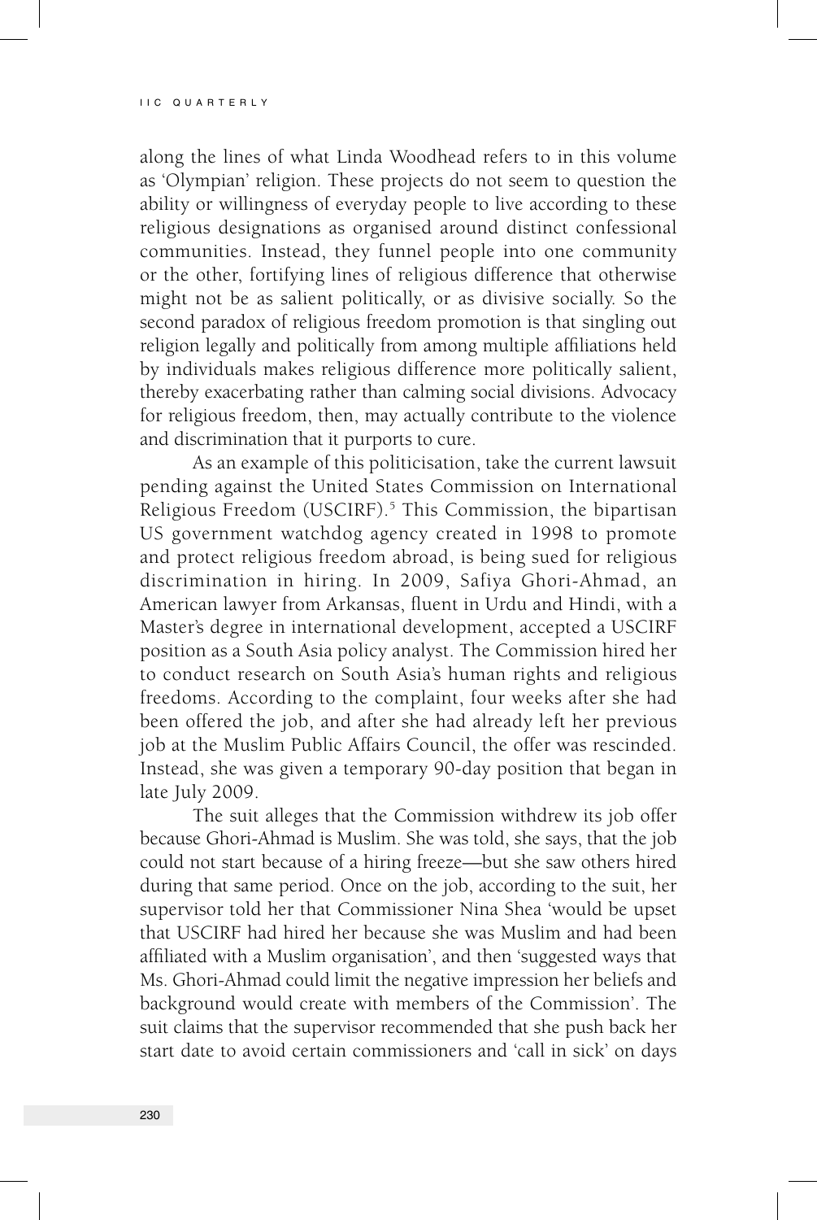along the lines of what Linda Woodhead refers to in this volume as 'Olympian' religion. These projects do not seem to question the ability or willingness of everyday people to live according to these religious designations as organised around distinct confessional communities. Instead, they funnel people into one community or the other, fortifying lines of religious difference that otherwise might not be as salient politically, or as divisive socially. So the second paradox of religious freedom promotion is that singling out religion legally and politically from among multiple affiliations held by individuals makes religious difference more politically salient, thereby exacerbating rather than calming social divisions. Advocacy for religious freedom, then, may actually contribute to the violence and discrimination that it purports to cure.

As an example of this politicisation, take the current lawsuit pending against the United States Commission on International Religious Freedom (USCIRF).[5] This Commission, the bipartisan US government watchdog agency created in 1998 to promote and protect religious freedom abroad, is being sued for religious discrimination in hiring. In 2009, Safiya Ghori-Ahmad, an American lawyer from Arkansas, fluent in Urdu and Hindi, with a Master's degree in international development, accepted a USCIRF position as a South Asia policy analyst. The Commission hired her to conduct research on South Asia's human rights and religious freedoms. According to the complaint, four weeks after she had been offered the job, and after she had already left her previous job at the Muslim Public Affairs Council, the offer was rescinded. Instead, she was given a temporary 90-day position that began in late July 2009.

The suit alleges that the Commission withdrew its job offer because Ghori-Ahmad is Muslim. She was told, she says, that the job could not start because of a hiring freeze—but she saw others hired during that same period. Once on the job, according to the suit, her supervisor told her that Commissioner Nina Shea 'would be upset that USCIRF had hired her because she was Muslim and had been affiliated with a Muslim organisation', and then 'suggested ways that Ms. Ghori-Ahmad could limit the negative impression her beliefs and background would create with members of the Commission'. The suit claims that the supervisor recommended that she push back her start date to avoid certain commissioners and 'call in sick' on days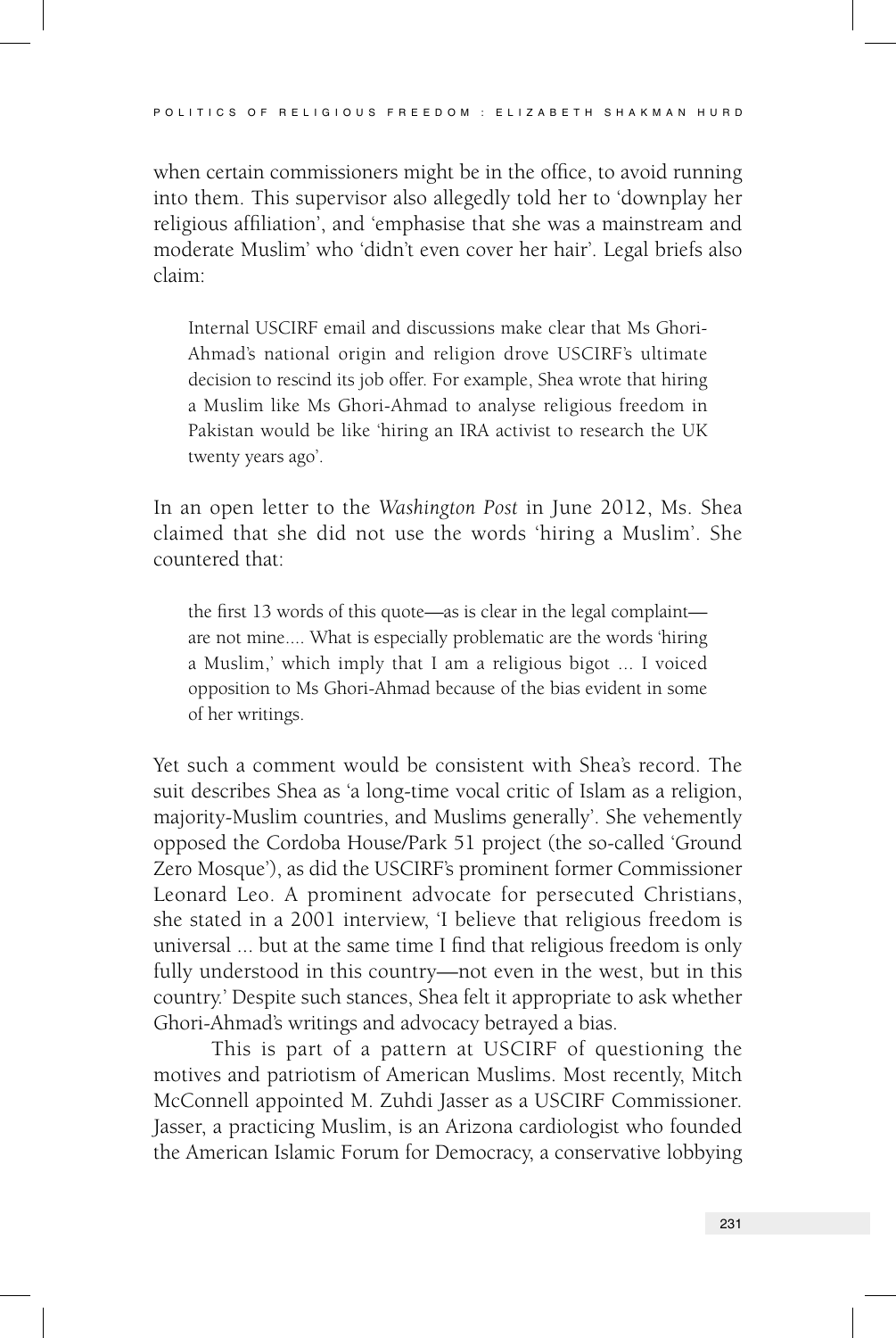when certain commissioners might be in the office, to avoid running into them. This supervisor also allegedly told her to 'downplay her religious affiliation', and 'emphasise that she was a mainstream and moderate Muslim' who 'didn't even cover her hair'. Legal briefs also claim:

> Internal USCIRF email and discussions make clear that Ms Ghori-Ahmad's national origin and religion drove USCIRF's ultimate decision to rescind its job offer. For example, Shea wrote that hiring a Muslim like Ms Ghori-Ahmad to analyse religious freedom in Pakistan would be like 'hiring an IRA activist to research the UK twenty years ago'.

In an open letter to the *Washington Post* in June 2012, Ms. Shea claimed that she did not use the words 'hiring a Muslim'. She countered that:

> the first 13 words of this quote—as is clear in the legal complaint—are not mine.... What is especially problematic are the words 'hiring a Muslim,' which imply that I am a religious bigot ... I voiced opposition to Ms Ghori-Ahmad because of the bias evident in some of her writings.

Yet such a comment would be consistent with Shea's record. The suit describes Shea as 'a long-time vocal critic of Islam as a religion, majority-Muslim countries, and Muslims generally'. She vehemently opposed the Cordoba House/Park 51 project (the so-called 'Ground Zero Mosque'), as did the USCIRF's prominent former Commissioner Leonard Leo. A prominent advocate for persecuted Christians, she stated in a 2001 interview, 'I believe that religious freedom is universal ... but at the same time I find that religious freedom is only fully understood in this country—not even in the west, but in this country.' Despite such stances, Shea felt it appropriate to ask whether Ghori-Ahmad's writings and advocacy betrayed a bias.

This is part of a pattern at USCIRF of questioning the motives and patriotism of American Muslims. Most recently, Mitch McConnell appointed M. Zuhdi Jasser as a USCIRF Commissioner. Jasser, a practicing Muslim, is an Arizona cardiologist who founded the American Islamic Forum for Democracy, a conservative lobbying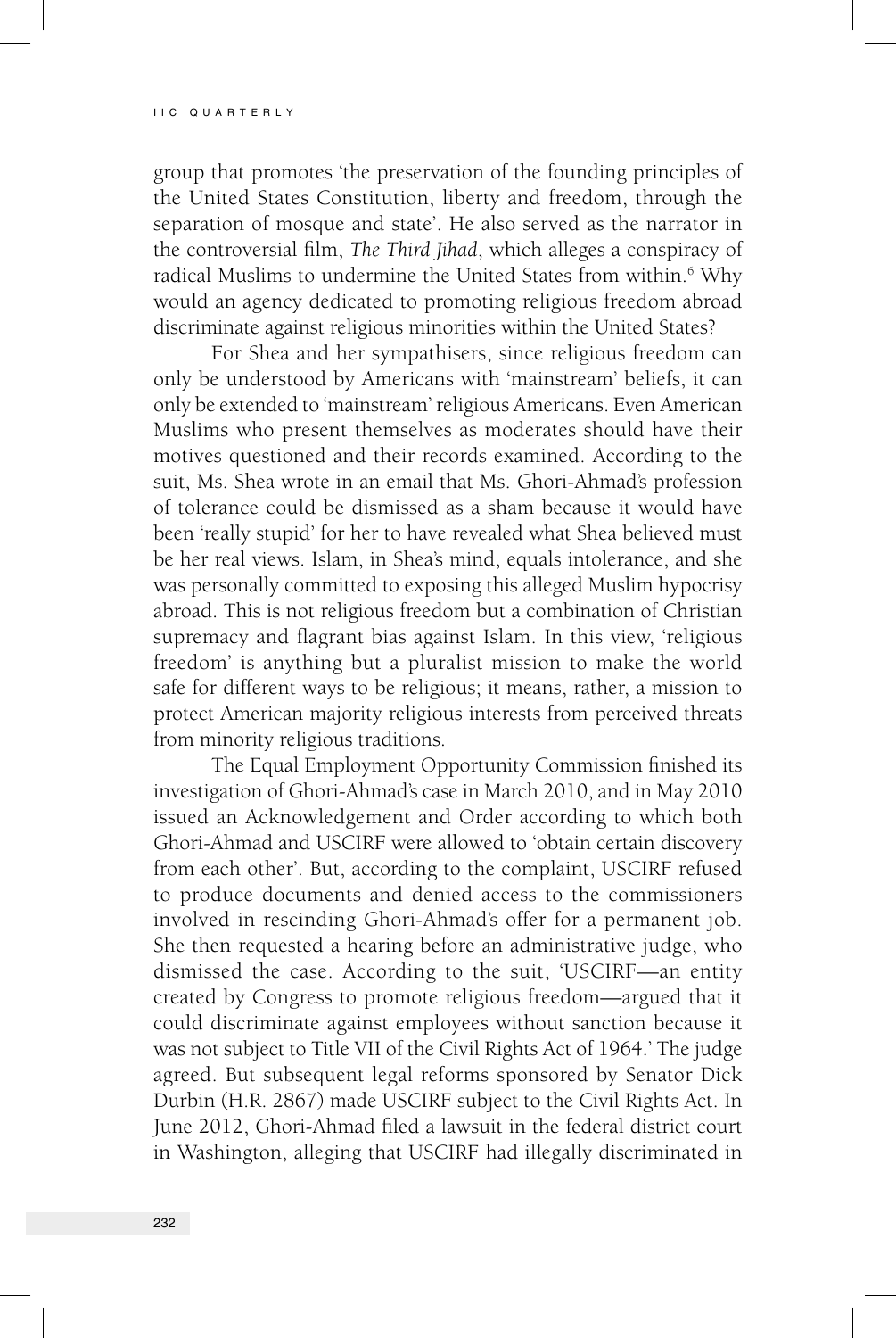group that promotes 'the preservation of the founding principles of the United States Constitution, liberty and freedom, through the separation of mosque and state'. He also served as the narrator in the controversial film, *The Third Jihad*, which alleges a conspiracy of radical Muslims to undermine the United States from within.[6] Why would an agency dedicated to promoting religious freedom abroad discriminate against religious minorities within the United States?

For Shea and her sympathisers, since religious freedom can only be understood by Americans with 'mainstream' beliefs, it can only be extended to 'mainstream' religious Americans. Even American Muslims who present themselves as moderates should have their motives questioned and their records examined. According to the suit, Ms. Shea wrote in an email that Ms. Ghori-Ahmad's profession of tolerance could be dismissed as a sham because it would have been 'really stupid' for her to have revealed what Shea believed must be her real views. Islam, in Shea's mind, equals intolerance, and she was personally committed to exposing this alleged Muslim hypocrisy abroad. This is not religious freedom but a combination of Christian supremacy and flagrant bias against Islam. In this view, 'religious freedom' is anything but a pluralist mission to make the world safe for different ways to be religious; it means, rather, a mission to protect American majority religious interests from perceived threats from minority religious traditions.

The Equal Employment Opportunity Commission finished its investigation of Ghori-Ahmad's case in March 2010, and in May 2010 issued an Acknowledgement and Order according to which both Ghori-Ahmad and USCIRF were allowed to 'obtain certain discovery from each other'. But, according to the complaint, USCIRF refused to produce documents and denied access to the commissioners involved in rescinding Ghori-Ahmad's offer for a permanent job. She then requested a hearing before an administrative judge, who dismissed the case. According to the suit, 'USCIRF—an entity created by Congress to promote religious freedom—argued that it could discriminate against employees without sanction because it was not subject to Title VII of the Civil Rights Act of 1964.' The judge agreed. But subsequent legal reforms sponsored by Senator Dick Durbin (H.R. 2867) made USCIRF subject to the Civil Rights Act. In June 2012, Ghori-Ahmad filed a lawsuit in the federal district court in Washington, alleging that USCIRF had illegally discriminated in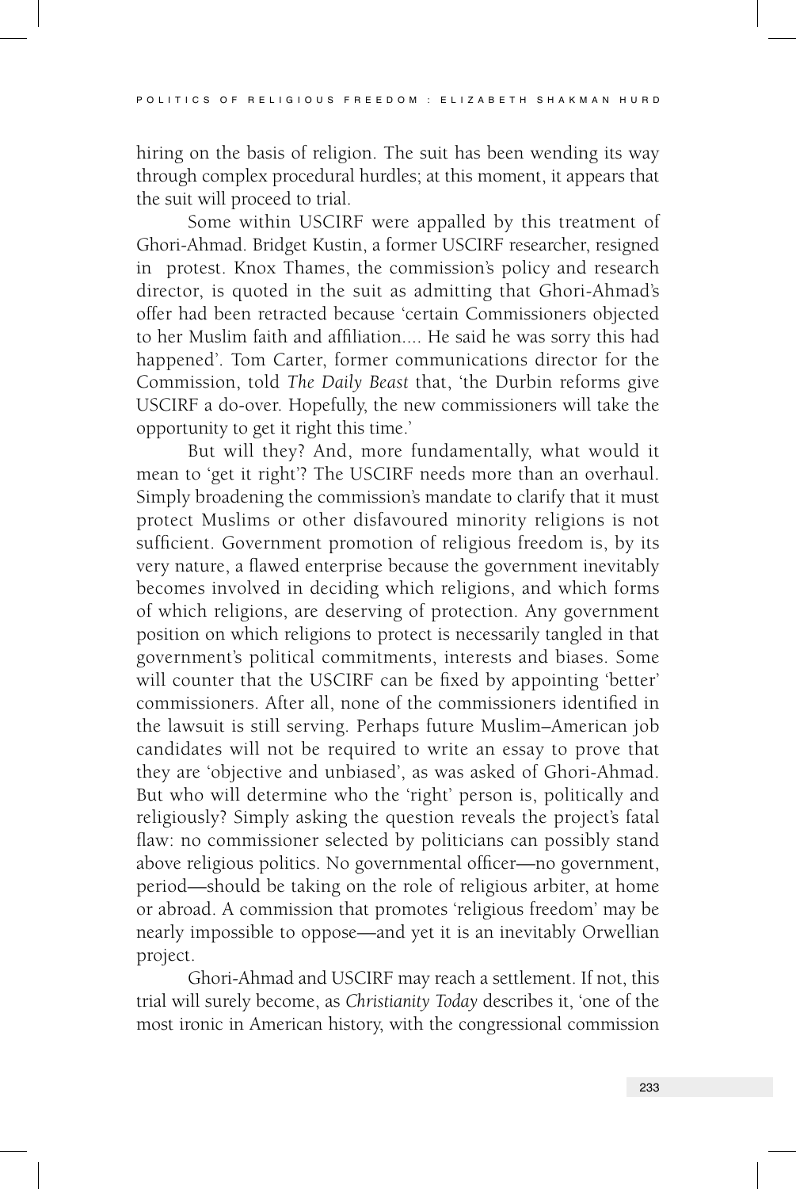hiring on the basis of religion. The suit has been wending its way through complex procedural hurdles; at this moment, it appears that the suit will proceed to trial.

Some within USCIRF were appalled by this treatment of Ghori-Ahmad. Bridget Kustin, a former USCIRF researcher, resigned in protest. Knox Thames, the commission's policy and research director, is quoted in the suit as admitting that Ghori-Ahmad's offer had been retracted because 'certain Commissioners objected to her Muslim faith and affiliation.... He said he was sorry this had happened'. Tom Carter, former communications director for the Commission, told *The Daily Beast* that, 'the Durbin reforms give USCIRF a do-over. Hopefully, the new commissioners will take the opportunity to get it right this time.'

But will they? And, more fundamentally, what would it mean to 'get it right'? The USCIRF needs more than an overhaul. Simply broadening the commission's mandate to clarify that it must protect Muslims or other disfavoured minority religions is not sufficient. Government promotion of religious freedom is, by its very nature, a flawed enterprise because the government inevitably becomes involved in deciding which religions, and which forms of which religions, are deserving of protection. Any government position on which religions to protect is necessarily tangled in that government's political commitments, interests and biases. Some will counter that the USCIRF can be fixed by appointing 'better' commissioners. After all, none of the commissioners identified in the lawsuit is still serving. Perhaps future Muslim–American job candidates will not be required to write an essay to prove that they are 'objective and unbiased', as was asked of Ghori-Ahmad. But who will determine who the 'right' person is, politically and religiously? Simply asking the question reveals the project's fatal flaw: no commissioner selected by politicians can possibly stand above religious politics. No governmental officer—no government, period—should be taking on the role of religious arbiter, at home or abroad. A commission that promotes 'religious freedom' may be nearly impossible to oppose—and yet it is an inevitably Orwellian project.

Ghori-Ahmad and USCIRF may reach a settlement. If not, this trial will surely become, as *Christianity Today* describes it, 'one of the most ironic in American history, with the congressional commission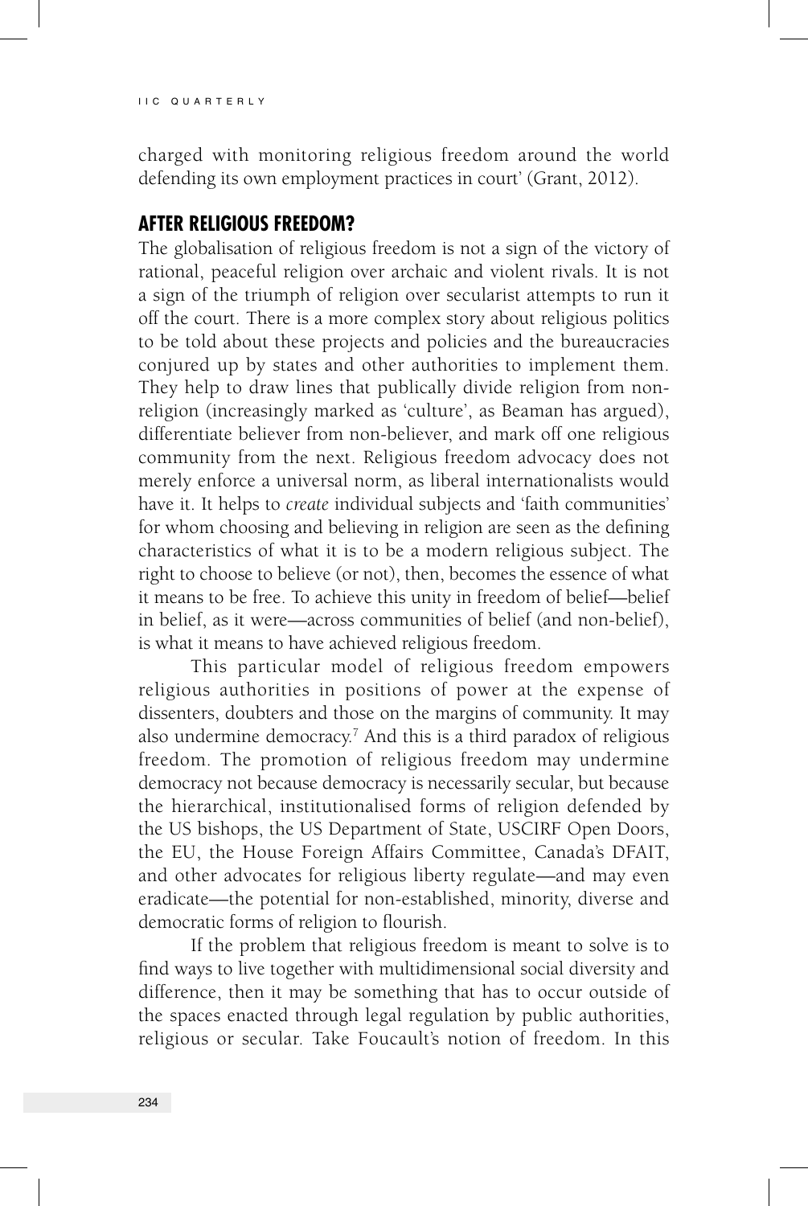charged with monitoring religious freedom around the world defending its own employment practices in court' (Grant, 2012).

## AFTER RELIGIOUS FREEDOM?

The globalisation of religious freedom is not a sign of the victory of rational, peaceful religion over archaic and violent rivals. It is not a sign of the triumph of religion over secularist attempts to run it off the court. There is a more complex story about religious politics to be told about these projects and policies and the bureaucracies conjured up by states and other authorities to implement them. They help to draw lines that publically divide religion from non-religion (increasingly marked as 'culture', as Beaman has argued), differentiate believer from non-believer, and mark off one religious community from the next. Religious freedom advocacy does not merely enforce a universal norm, as liberal internationalists would have it. It helps to *create* individual subjects and 'faith communities' for whom choosing and believing in religion are seen as the defining characteristics of what it is to be a modern religious subject. The right to choose to believe (or not), then, becomes the essence of what it means to be free. To achieve this unity in freedom of belief—belief in belief, as it were—across communities of belief (and non-belief), is what it means to have achieved religious freedom.

This particular model of religious freedom empowers religious authorities in positions of power at the expense of dissenters, doubters and those on the margins of community. It may also undermine democracy.[7] And this is a third paradox of religious freedom. The promotion of religious freedom may undermine democracy not because democracy is necessarily secular, but because the hierarchical, institutionalised forms of religion defended by the US bishops, the US Department of State, USCIRF Open Doors, the EU, the House Foreign Affairs Committee, Canada's DFAIT, and other advocates for religious liberty regulate—and may even eradicate—the potential for non-established, minority, diverse and democratic forms of religion to flourish.

If the problem that religious freedom is meant to solve is to find ways to live together with multidimensional social diversity and difference, then it may be something that has to occur outside of the spaces enacted through legal regulation by public authorities, religious or secular. Take Foucault's notion of freedom. In this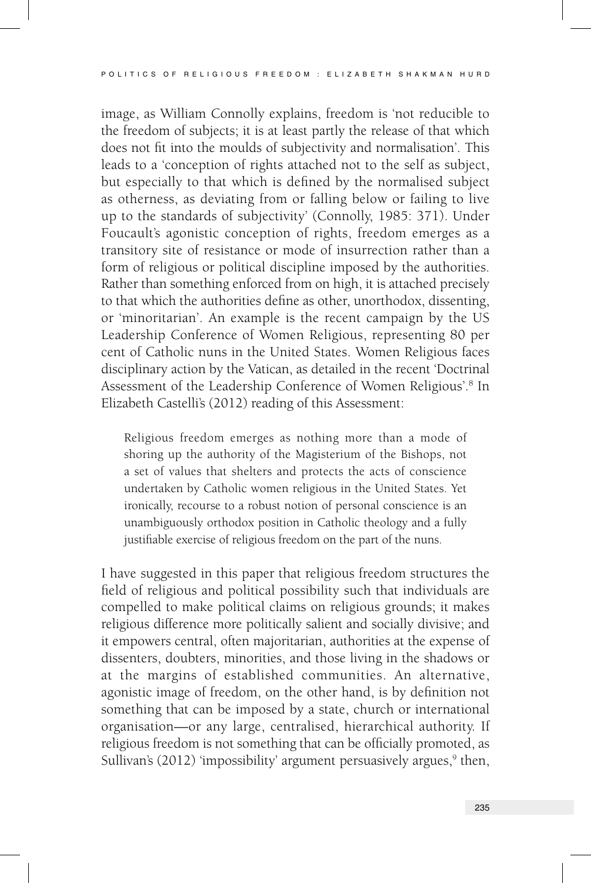image, as William Connolly explains, freedom is 'not reducible to the freedom of subjects; it is at least partly the release of that which does not fit into the moulds of subjectivity and normalisation'. This leads to a 'conception of rights attached not to the self as subject, but especially to that which is defined by the normalised subject as otherness, as deviating from or falling below or failing to live up to the standards of subjectivity' (Connolly, 1985: 371). Under Foucault's agonistic conception of rights, freedom emerges as a transitory site of resistance or mode of insurrection rather than a form of religious or political discipline imposed by the authorities. Rather than something enforced from on high, it is attached precisely to that which the authorities define as other, unorthodox, dissenting, or 'minoritarian'. An example is the recent campaign by the US Leadership Conference of Women Religious, representing 80 per cent of Catholic nuns in the United States. Women Religious faces disciplinary action by the Vatican, as detailed in the recent 'Doctrinal Assessment of the Leadership Conference of Women Religious'.[8] In Elizabeth Castelli's (2012) reading of this Assessment:

> Religious freedom emerges as nothing more than a mode of shoring up the authority of the Magisterium of the Bishops, not a set of values that shelters and protects the acts of conscience undertaken by Catholic women religious in the United States. Yet ironically, recourse to a robust notion of personal conscience is an unambiguously orthodox position in Catholic theology and a fully justifiable exercise of religious freedom on the part of the nuns.

I have suggested in this paper that religious freedom structures the field of religious and political possibility such that individuals are compelled to make political claims on religious grounds; it makes religious difference more politically salient and socially divisive; and it empowers central, often majoritarian, authorities at the expense of dissenters, doubters, minorities, and those living in the shadows or at the margins of established communities. An alternative, agonistic image of freedom, on the other hand, is by definition not something that can be imposed by a state, church or international organisation—or any large, centralised, hierarchical authority. If religious freedom is not something that can be officially promoted, as Sullivan's (2012) 'impossibility' argument persuasively argues,[9] then,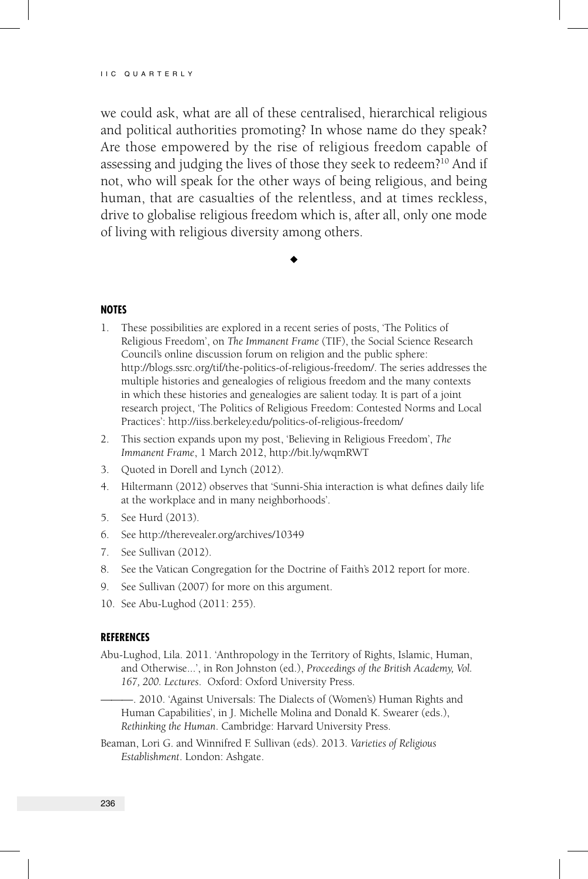we could ask, what are all of these centralised, hierarchical religious and political authorities promoting? In whose name do they speak? Are those empowered by the rise of religious freedom capable of assessing and judging the lives of those they seek to redeem?[10] And if not, who will speak for the other ways of being religious, and being human, that are casualties of the relentless, and at times reckless, drive to globalise religious freedom which is, after all, only one mode of living with religious diversity among others.

◆

## NOTES

1. These possibilities are explored in a recent series of posts, 'The Politics of Religious Freedom', on *The Immanent Frame* (TIF), the Social Science Research Council's online discussion forum on religion and the public sphere: http://blogs.ssrc.org/tif/the-politics-of-religious-freedom/. The series addresses the multiple histories and genealogies of religious freedom and the many contexts in which these histories and genealogies are salient today. It is part of a joint research project, 'The Politics of Religious Freedom: Contested Norms and Local Practices': http://iiss.berkeley.edu/politics-of-religious-freedom/
2. This section expands upon my post, 'Believing in Religious Freedom', *The Immanent Frame*, 1 March 2012, http://bit.ly/wqmRWT
3. Quoted in Dorell and Lynch (2012).
4. Hiltermann (2012) observes that 'Sunni-Shia interaction is what defines daily life at the workplace and in many neighborhoods'.
5. See Hurd (2013).
6. See http://therevealer.org/archives/10349
7. See Sullivan (2012).
8. See the Vatican Congregation for the Doctrine of Faith's 2012 report for more.
9. See Sullivan (2007) for more on this argument.
10. See Abu-Lughod (2011: 255).

## REFERENCES

Abu-Lughod, Lila. 2011. 'Anthropology in the Territory of Rights, Islamic, Human, and Otherwise...', in Ron Johnston (ed.), *Proceedings of the British Academy, Vol. 167, 200. Lectures.* Oxford: Oxford University Press.

———. 2010. 'Against Universals: The Dialects of (Women's) Human Rights and Human Capabilities', in J. Michelle Molina and Donald K. Swearer (eds.), *Rethinking the Human*. Cambridge: Harvard University Press.

Beaman, Lori G. and Winnifred F. Sullivan (eds). 2013. *Varieties of Religious Establishment*. London: Ashgate.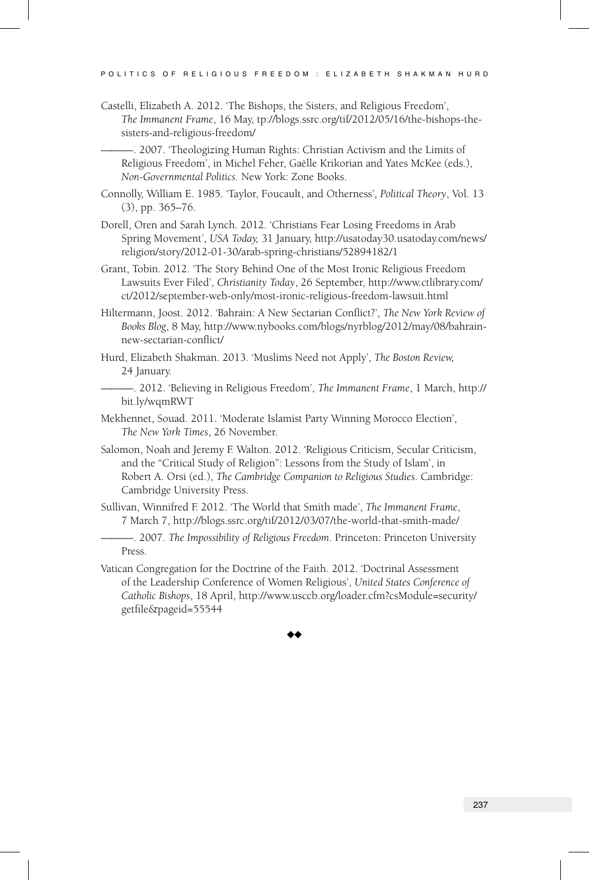Castelli, Elizabeth A. 2012. 'The Bishops, the Sisters, and Religious Freedom', *The Immanent Frame*, 16 May, tp://blogs.ssrc.org/tif/2012/05/16/the-bishops-the-sisters-and-religious-freedom/

———. 2007. 'Theologizing Human Rights: Christian Activism and the Limits of Religious Freedom', in Michel Feher, Gaëlle Krikorian and Yates McKee (eds.), *Non-Governmental Politics*. New York: Zone Books.

Connolly, William E. 1985. 'Taylor, Foucault, and Otherness', *Political Theory*, Vol. 13 (3), pp. 365–76.

Dorell, Oren and Sarah Lynch. 2012. 'Christians Fear Losing Freedoms in Arab Spring Movement', *USA Today,* 31 January, http://usatoday30.usatoday.com/news/religion/story/2012-01-30/arab-spring-christians/52894182/1

Grant, Tobin. 2012. 'The Story Behind One of the Most Ironic Religious Freedom Lawsuits Ever Filed', *Christianity Today*, 26 September, http://www.ctlibrary.com/ct/2012/september-web-only/most-ironic-religious-freedom-lawsuit.html

Hiltermann, Joost. 2012. 'Bahrain: A New Sectarian Conflict?', *The New York Review of Books Blog*, 8 May, http://www.nybooks.com/blogs/nyrblog/2012/may/08/bahrain-new-sectarian-conflict/

Hurd, Elizabeth Shakman. 2013. 'Muslims Need not Apply', *The Boston Review,* 24 January.

———. 2012. 'Believing in Religious Freedom', *The Immanent Frame*, 1 March, http://bit.ly/wqmRWT

Mekhennet, Souad. 2011. 'Moderate Islamist Party Winning Morocco Election', *The New York Times*, 26 November.

Salomon, Noah and Jeremy F. Walton. 2012. 'Religious Criticism, Secular Criticism, and the "Critical Study of Religion": Lessons from the Study of Islam', in Robert A. Orsi (ed.), *The Cambridge Companion to Religious Studies*. Cambridge: Cambridge University Press.

Sullivan, Winnifred F. 2012. 'The World that Smith made', *The Immanent Frame*, 7 March 7, http://blogs.ssrc.org/tif/2012/03/07/the-world-that-smith-made/

———. 2007. *The Impossibility of Religious Freedom*. Princeton: Princeton University Press.

Vatican Congregation for the Doctrine of the Faith. 2012. 'Doctrinal Assessment of the Leadership Conference of Women Religious', *United States Conference of Catholic Bishops*, 18 April, http://www.usccb.org/loader.cfm?csModule=security/getfile&pageid=55544